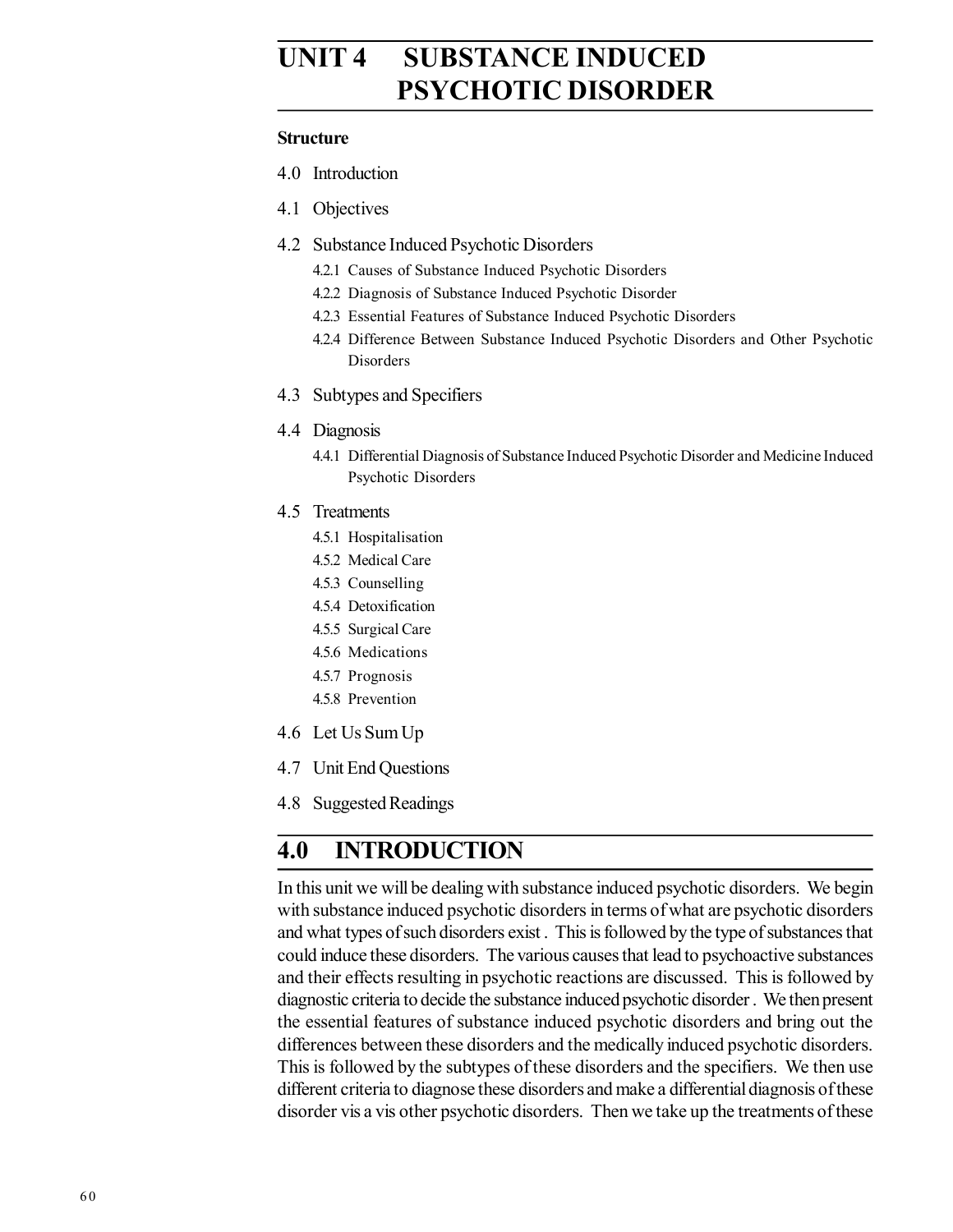# UNIT 4 SUBSTANCE INDUCED PSYCHOTIC DISORDER

**Structure**

4.0 Introduction

4.1 Objectives

4.2 Substance Induced Psychotic Disorders

- 4.2.1 Causes of Substance Induced Psychotic Disorders
- 4.2.2 Diagnosis of Substance Induced Psychotic Disorder
- 4.2.3 Essential Features of Substance Induced Psychotic Disorders
- 4.2.4 Difference Between Substance Induced Psychotic Disorders and Other Psychotic Disorders

4.3 Subtypes and Specifiers

4.4 Diagnosis

- 4.4.1 Differential Diagnosis of Substance Induced Psychotic Disorder and Medicine Induced Psychotic Disorders

4.5 Treatments

- 4.5.1 Hospitalisation
- 4.5.2 Medical Care
- 4.5.3 Counselling
- 4.5.4 Detoxification
- 4.5.5 Surgical Care
- 4.5.6 Medications
- 4.5.7 Prognosis
- 4.5.8 Prevention

4.6 Let Us Sum Up

4.7 Unit End Questions

4.8 Suggested Readings

## 4.0 INTRODUCTION

In this unit we will be dealing with substance induced psychotic disorders. We begin with substance induced psychotic disorders in terms of what are psychotic disorders and what types of such disorders exist . This is followed by the type of substances that could induce these disorders. The various causes that lead to psychoactive substances and their effects resulting in psychotic reactions are discussed. This is followed by diagnostic criteria to decide the substance induced psychotic disorder . We then present the essential features of substance induced psychotic disorders and bring out the differences between these disorders and the medically induced psychotic disorders. This is followed by the subtypes of these disorders and the specifiers. We then use different criteria to diagnose these disorders and make a differential diagnosis of these disorder vis a vis other psychotic disorders. Then we take up the treatments of these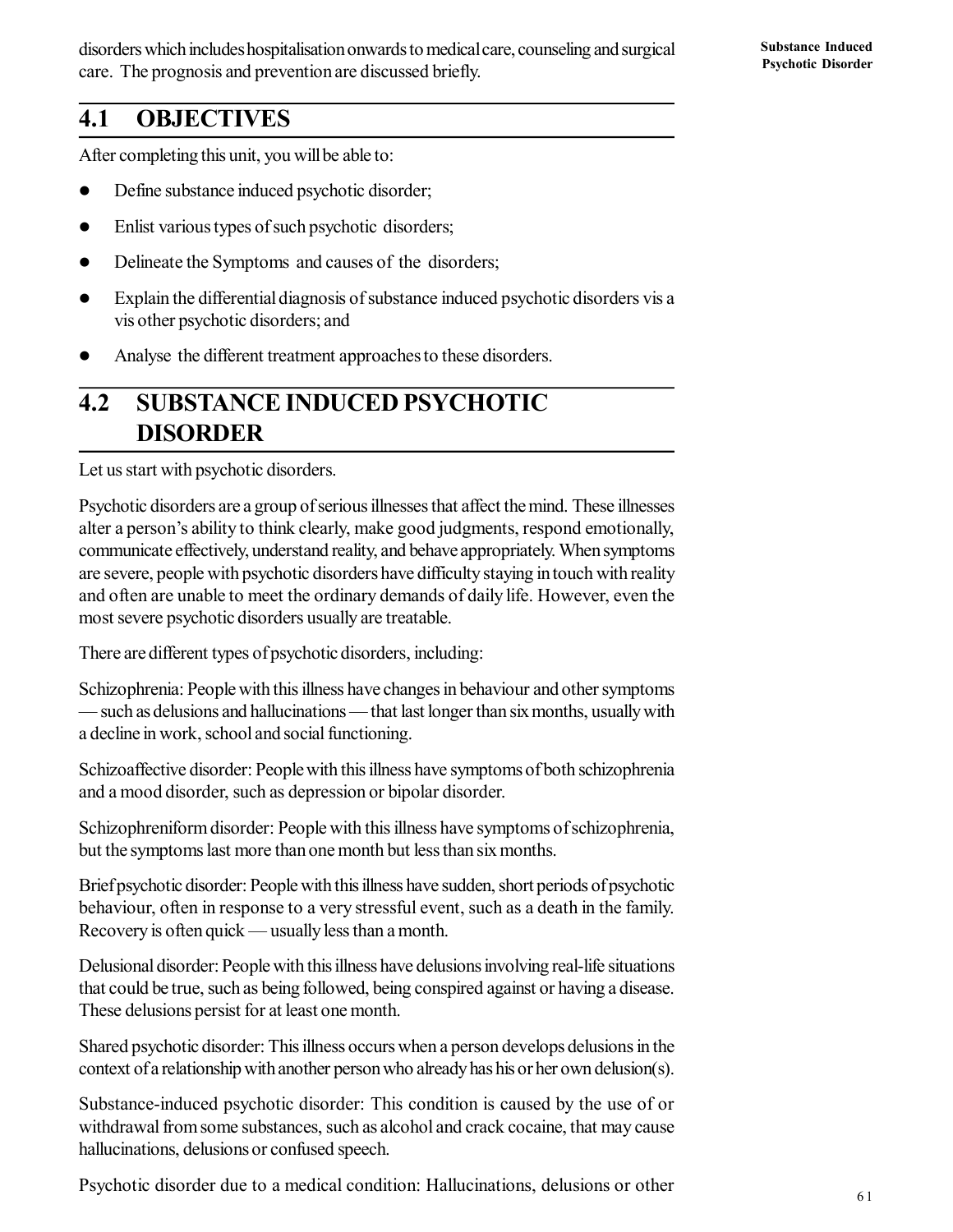disorders which includes hospitalisation onwards to medical care, counseling and surgical care. The prognosis and prevention are discussed briefly.

## 4.1 OBJECTIVES

After completing this unit, you will be able to:

- Define substance induced psychotic disorder;
- Enlist various types of such psychotic disorders;
- Delineate the Symptoms and causes of the disorders;
- Explain the differential diagnosis of substance induced psychotic disorders vis a vis other psychotic disorders; and
- Analyse the different treatment approaches to these disorders.

## 4.2 SUBSTANCE INDUCED PSYCHOTIC DISORDER

Let us start with psychotic disorders.

Psychotic disorders are a group of serious illnesses that affect the mind. These illnesses alter a person's ability to think clearly, make good judgments, respond emotionally, communicate effectively, understand reality, and behave appropriately. When symptoms are severe, people with psychotic disorders have difficulty staying in touch with reality and often are unable to meet the ordinary demands of daily life. However, even the most severe psychotic disorders usually are treatable.

There are different types of psychotic disorders, including:

Schizophrenia: People with this illness have changes in behaviour and other symptoms — such as delusions and hallucinations — that last longer than six months, usually with a decline in work, school and social functioning.

Schizoaffective disorder: People with this illness have symptoms of both schizophrenia and a mood disorder, such as depression or bipolar disorder.

Schizophreniform disorder: People with this illness have symptoms of schizophrenia, but the symptoms last more than one month but less than six months.

Brief psychotic disorder: People with this illness have sudden, short periods of psychotic behaviour, often in response to a very stressful event, such as a death in the family. Recovery is often quick — usually less than a month.

Delusional disorder: People with this illness have delusions involving real-life situations that could be true, such as being followed, being conspired against or having a disease. These delusions persist for at least one month.

Shared psychotic disorder: This illness occurs when a person develops delusions in the context of a relationship with another person who already has his or her own delusion(s).

Substance-induced psychotic disorder: This condition is caused by the use of or withdrawal from some substances, such as alcohol and crack cocaine, that may cause hallucinations, delusions or confused speech.

Psychotic disorder due to a medical condition: Hallucinations, delusions or other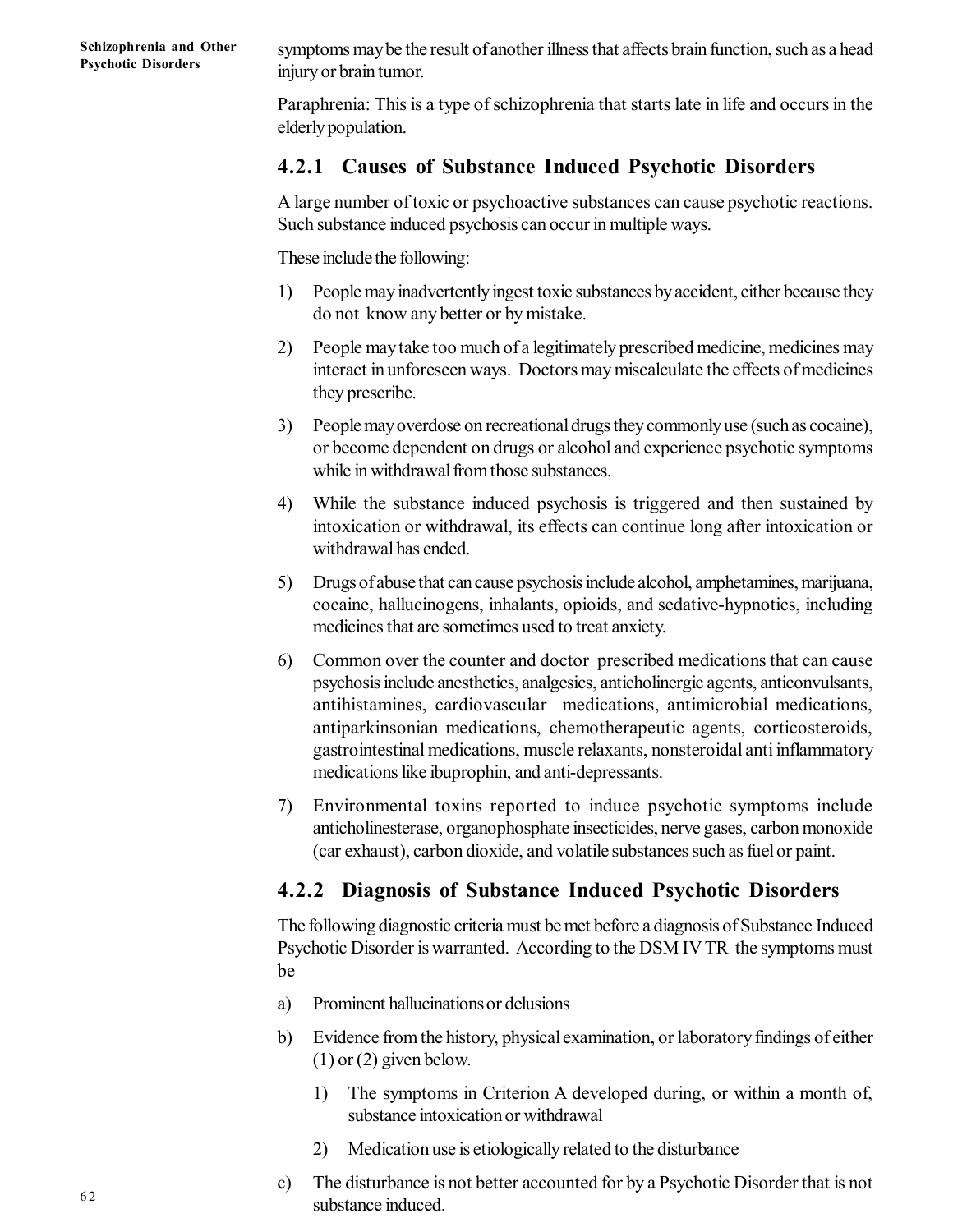symptoms may be the result of another illness that affects brain function, such as a head injury or brain tumor.

Paraphrenia: This is a type of schizophrenia that starts late in life and occurs in the elderly population.

### 4.2.1 Causes of Substance Induced Psychotic Disorders

A large number of toxic or psychoactive substances can cause psychotic reactions. Such substance induced psychosis can occur in multiple ways.

These include the following:

1) People may inadvertently ingest toxic substances by accident, either because they do not know any better or by mistake.

2) People may take too much of a legitimately prescribed medicine, medicines may interact in unforeseen ways. Doctors may miscalculate the effects of medicines they prescribe.

3) People may overdose on recreational drugs they commonly use (such as cocaine), or become dependent on drugs or alcohol and experience psychotic symptoms while in withdrawal from those substances.

4) While the substance induced psychosis is triggered and then sustained by intoxication or withdrawal, its effects can continue long after intoxication or withdrawal has ended.

5) Drugs of abuse that can cause psychosis include alcohol, amphetamines, marijuana, cocaine, hallucinogens, inhalants, opioids, and sedative-hypnotics, including medicines that are sometimes used to treat anxiety.

6) Common over the counter and doctor prescribed medications that can cause psychosis include anesthetics, analgesics, anticholinergic agents, anticonvulsants, antihistamines, cardiovascular medications, antimicrobial medications, antiparkinsonian medications, chemotherapeutic agents, corticosteroids, gastrointestinal medications, muscle relaxants, nonsteroidal anti inflammatory medications like ibuprophin, and anti-depressants.

7) Environmental toxins reported to induce psychotic symptoms include anticholinesterase, organophosphate insecticides, nerve gases, carbon monoxide (car exhaust), carbon dioxide, and volatile substances such as fuel or paint.

### 4.2.2 Diagnosis of Substance Induced Psychotic Disorders

The following diagnostic criteria must be met before a diagnosis of Substance Induced Psychotic Disorder is warranted. According to the DSM IV TR the symptoms must be

a) Prominent hallucinations or delusions

b) Evidence from the history, physical examination, or laboratory findings of either (1) or (2) given below.

   1) The symptoms in Criterion A developed during, or within a month of, substance intoxication or withdrawal

   2) Medication use is etiologically related to the disturbance

c) The disturbance is not better accounted for by a Psychotic Disorder that is not substance induced.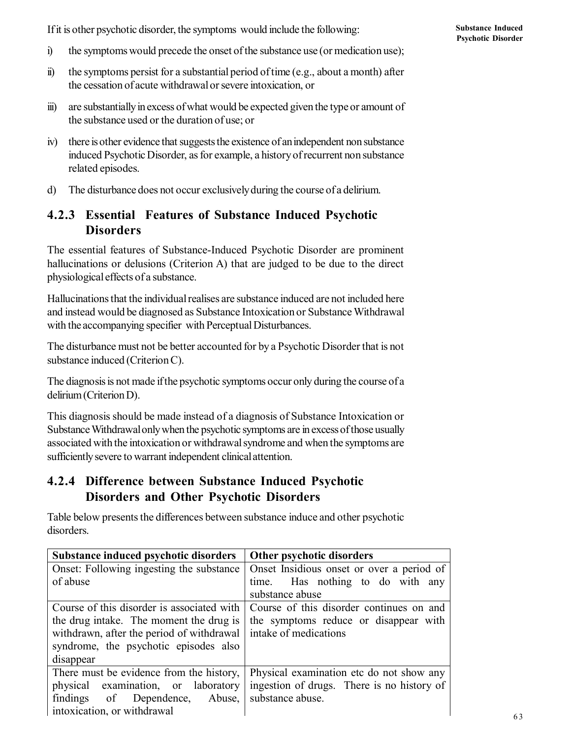If it is other psychotic disorder, the symptoms would include the following:

i) the symptoms would precede the onset of the substance use (or medication use);

ii) the symptoms persist for a substantial period of time (e.g., about a month) after the cessation of acute withdrawal or severe intoxication, or

iii) are substantially in excess of what would be expected given the type or amount of the substance used or the duration of use; or

iv) there is other evidence that suggests the existence of an independent non substance induced Psychotic Disorder, as for example, a history of recurrent non substance related episodes.

d) The disturbance does not occur exclusively during the course of a delirium.

### 4.2.3 Essential Features of Substance Induced Psychotic Disorders

The essential features of Substance-Induced Psychotic Disorder are prominent hallucinations or delusions (Criterion A) that are judged to be due to the direct physiological effects of a substance.

Hallucinations that the individual realises are substance induced are not included here and instead would be diagnosed as Substance Intoxication or Substance Withdrawal with the accompanying specifier with Perceptual Disturbances.

The disturbance must not be better accounted for by a Psychotic Disorder that is not substance induced (Criterion C).

The diagnosis is not made if the psychotic symptoms occur only during the course of a delirium (Criterion D).

This diagnosis should be made instead of a diagnosis of Substance Intoxication or Substance Withdrawal only when the psychotic symptoms are in excess of those usually associated with the intoxication or withdrawal syndrome and when the symptoms are sufficiently severe to warrant independent clinical attention.

### 4.2.4 Difference between Substance Induced Psychotic Disorders and Other Psychotic Disorders

Table below presents the differences between substance induce and other psychotic disorders.

| Substance induced psychotic disorders | Other psychotic disorders |
|---|---|
| Onset: Following ingesting the substance of abuse | Onset Insidious onset or over a period of time. Has nothing to do with any substance abuse |
| Course of this disorder is associated with the drug intake. The moment the drug is withdrawn, after the period of withdrawal syndrome, the psychotic episodes also disappear | Course of this disorder continues on and the symptoms reduce or disappear with intake of medications |
| There must be evidence from the history, physical examination, or laboratory findings of Dependence, Abuse, intoxication, or withdrawal | Physical examination etc do not show any ingestion of drugs. There is no history of substance abuse. |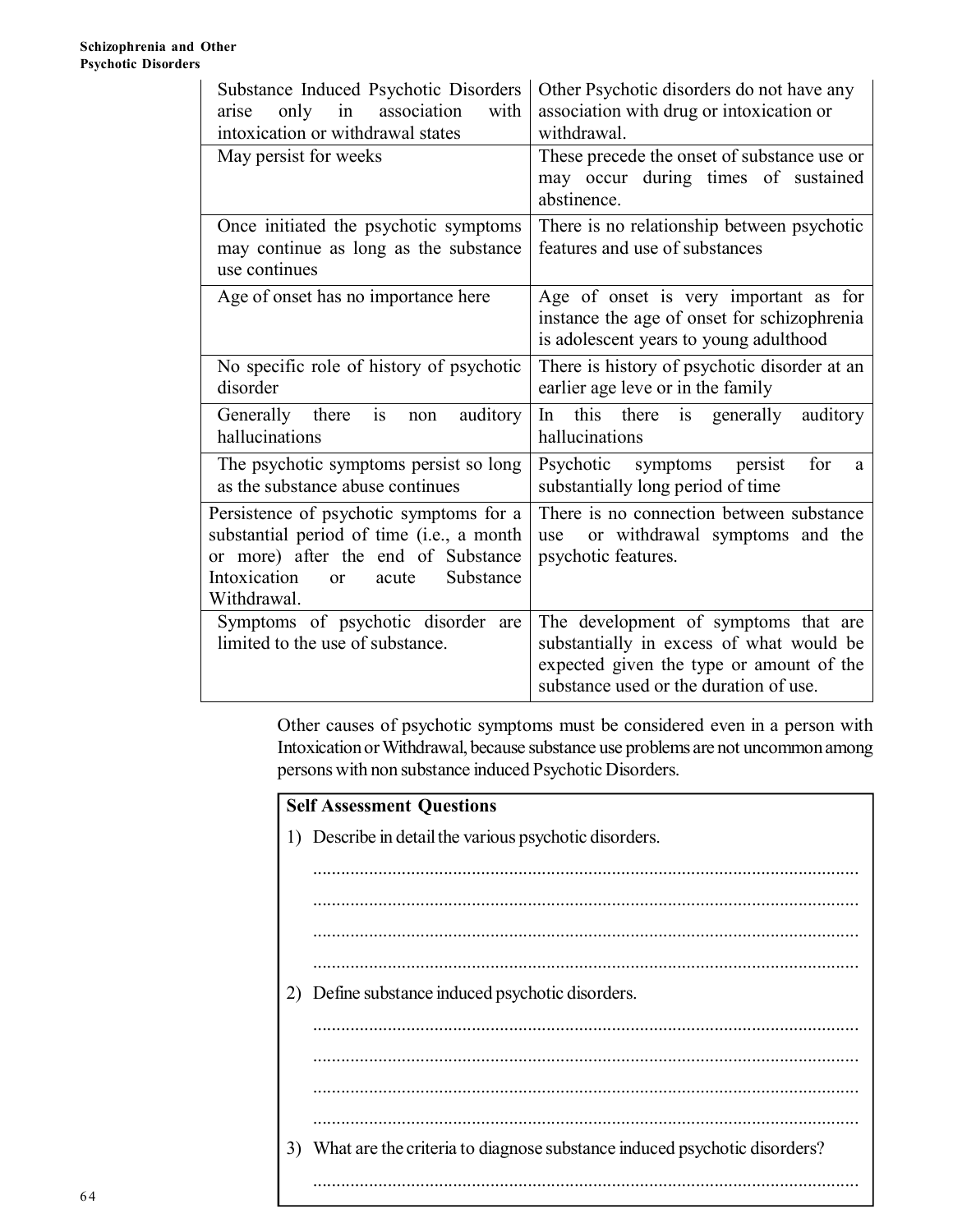| Substance Induced Psychotic Disorders arise only in association with intoxication or withdrawal states | Other Psychotic disorders do not have any association with drug or intoxication or withdrawal. |
|---|---|
| May persist for weeks | These precede the onset of substance use or may occur during times of sustained abstinence. |
| Once initiated the psychotic symptoms may continue as long as the substance use continues | There is no relationship between psychotic features and use of substances |
| Age of onset has no importance here | Age of onset is very important as for instance the age of onset for schizophrenia is adolescent years to young adulthood |
| No specific role of history of psychotic disorder | There is history of psychotic disorder at an earlier age leve or in the family |
| Generally there is non auditory hallucinations | In this there is generally auditory hallucinations |
| The psychotic symptoms persist so long as the substance abuse continues | Psychotic symptoms persist for a substantially long period of time |
| Persistence of psychotic symptoms for a substantial period of time (i.e., a month or more) after the end of Substance Intoxication or acute Substance Withdrawal. | There is no connection between substance use or withdrawal symptoms and the psychotic features. |
| Symptoms of psychotic disorder are limited to the use of substance. | The development of symptoms that are substantially in excess of what would be expected given the type or amount of the substance used or the duration of use. |

Other causes of psychotic symptoms must be considered even in a person with Intoxication or Withdrawal, because substance use problems are not uncommon among persons with non substance induced Psychotic Disorders.

**Self Assessment Questions**

1) Describe in detail the various psychotic disorders.

.....................................................................................................................

.....................................................................................................................

.....................................................................................................................

.....................................................................................................................

2) Define substance induced psychotic disorders.

.....................................................................................................................

.....................................................................................................................

.....................................................................................................................

.....................................................................................................................

3) What are the criteria to diagnose substance induced psychotic disorders?

.....................................................................................................................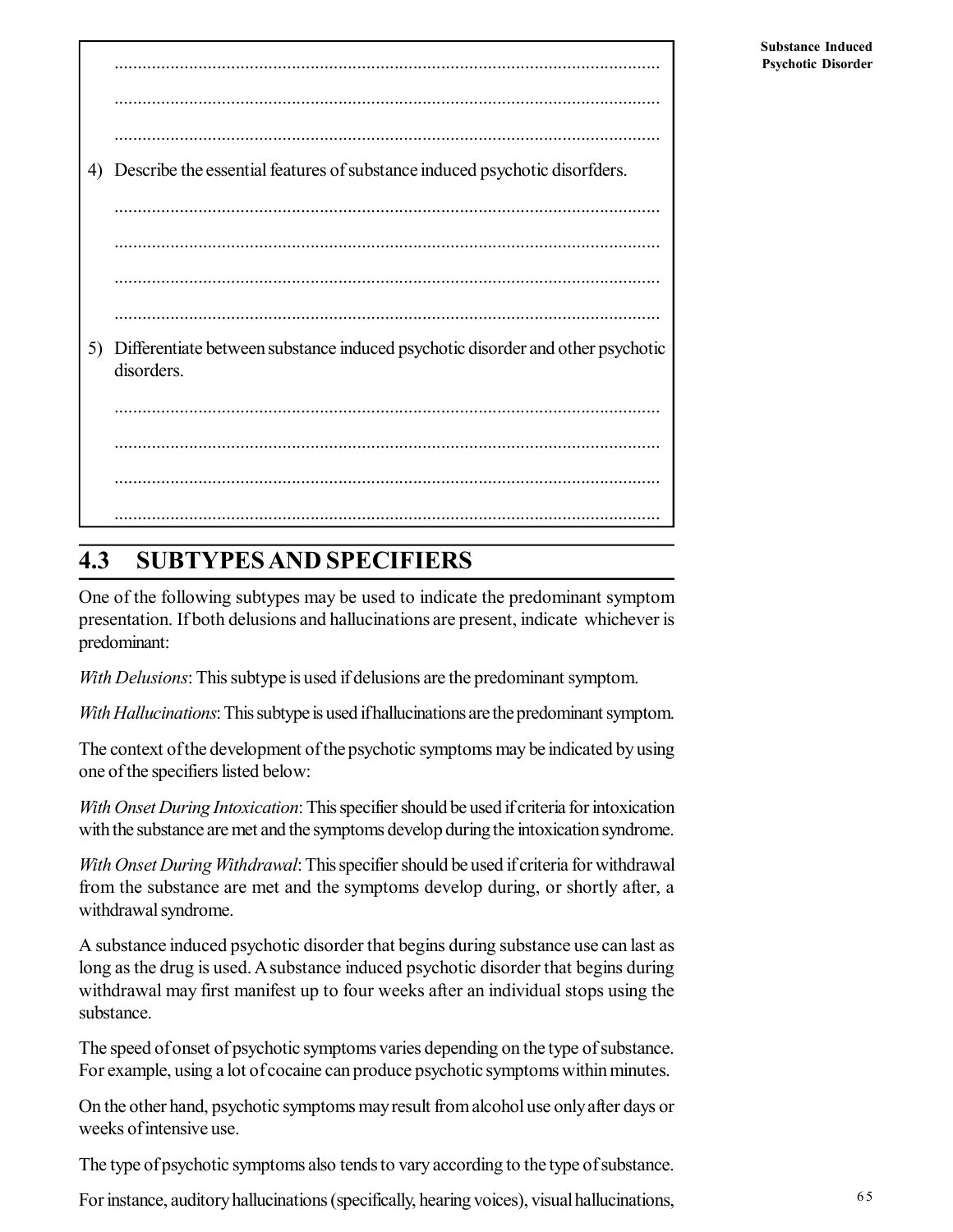......................................................................................................................

......................................................................................................................

......................................................................................................................

4) Describe the essential features of substance induced psychotic disorfders.

......................................................................................................................

......................................................................................................................

......................................................................................................................

......................................................................................................................

5) Differentiate between substance induced psychotic disorder and other psychotic disorders.

......................................................................................................................

......................................................................................................................

......................................................................................................................

......................................................................................................................

## 4.3 SUBTYPES AND SPECIFIERS

One of the following subtypes may be used to indicate the predominant symptom presentation. If both delusions and hallucinations are present, indicate whichever is predominant:

*With Delusions*: This subtype is used if delusions are the predominant symptom.

*With Hallucinations*: This subtype is used if hallucinations are the predominant symptom.

The context of the development of the psychotic symptoms may be indicated by using one of the specifiers listed below:

*With Onset During Intoxication*: This specifier should be used if criteria for intoxication with the substance are met and the symptoms develop during the intoxication syndrome.

*With Onset During Withdrawal*: This specifier should be used if criteria for withdrawal from the substance are met and the symptoms develop during, or shortly after, a withdrawal syndrome.

A substance induced psychotic disorder that begins during substance use can last as long as the drug is used. A substance induced psychotic disorder that begins during withdrawal may first manifest up to four weeks after an individual stops using the substance.

The speed of onset of psychotic symptoms varies depending on the type of substance. For example, using a lot of cocaine can produce psychotic symptoms within minutes.

On the other hand, psychotic symptoms may result from alcohol use only after days or weeks of intensive use.

The type of psychotic symptoms also tends to vary according to the type of substance.

For instance, auditory hallucinations (specifically, hearing voices), visual hallucinations,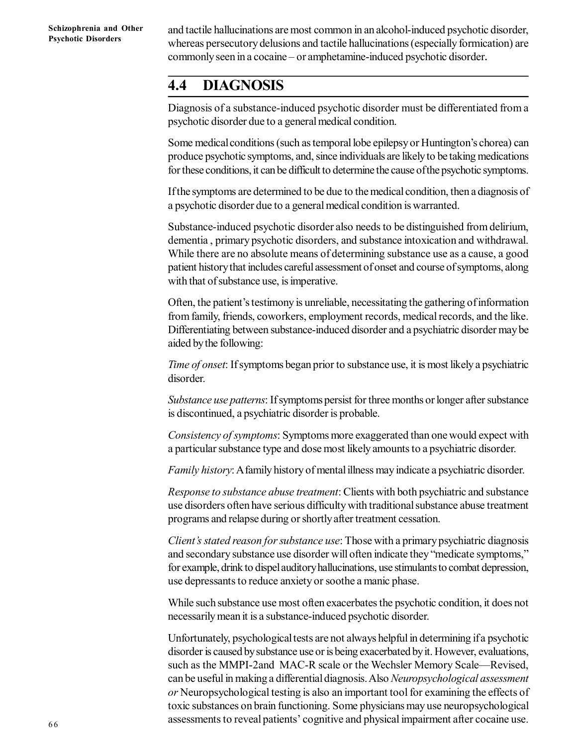and tactile hallucinations are most common in an alcohol-induced psychotic disorder, whereas persecutory delusions and tactile hallucinations (especially formication) are commonly seen in a cocaine – or amphetamine-induced psychotic disorder.

## 4.4 DIAGNOSIS

Diagnosis of a substance-induced psychotic disorder must be differentiated from a psychotic disorder due to a general medical condition.

Some medical conditions (such as temporal lobe epilepsy or Huntington's chorea) can produce psychotic symptoms, and, since individuals are likely to be taking medications for these conditions, it can be difficult to determine the cause of the psychotic symptoms.

If the symptoms are determined to be due to the medical condition, then a diagnosis of a psychotic disorder due to a general medical condition is warranted.

Substance-induced psychotic disorder also needs to be distinguished from delirium, dementia , primary psychotic disorders, and substance intoxication and withdrawal. While there are no absolute means of determining substance use as a cause, a good patient history that includes careful assessment of onset and course of symptoms, along with that of substance use, is imperative.

Often, the patient's testimony is unreliable, necessitating the gathering of information from family, friends, coworkers, employment records, medical records, and the like. Differentiating between substance-induced disorder and a psychiatric disorder may be aided by the following:

*Time of onset*: If symptoms began prior to substance use, it is most likely a psychiatric disorder.

*Substance use patterns*: If symptoms persist for three months or longer after substance is discontinued, a psychiatric disorder is probable.

*Consistency of symptoms*: Symptoms more exaggerated than one would expect with a particular substance type and dose most likely amounts to a psychiatric disorder.

*Family history*: A family history of mental illness may indicate a psychiatric disorder.

*Response to substance abuse treatment*: Clients with both psychiatric and substance use disorders often have serious difficulty with traditional substance abuse treatment programs and relapse during or shortly after treatment cessation.

*Client's stated reason for substance use*: Those with a primary psychiatric diagnosis and secondary substance use disorder will often indicate they "medicate symptoms," for example, drink to dispel auditory hallucinations, use stimulants to combat depression, use depressants to reduce anxiety or soothe a manic phase.

While such substance use most often exacerbates the psychotic condition, it does not necessarily mean it is a substance-induced psychotic disorder.

Unfortunately, psychological tests are not always helpful in determining if a psychotic disorder is caused by substance use or is being exacerbated by it. However, evaluations, such as the MMPI-2and MAC-R scale or the Wechsler Memory Scale—Revised, can be useful in making a differential diagnosis. Also *Neuropsychological assessment or* Neuropsychological testing is also an important tool for examining the effects of toxic substances on brain functioning. Some physicians may use neuropsychological assessments to reveal patients' cognitive and physical impairment after cocaine use.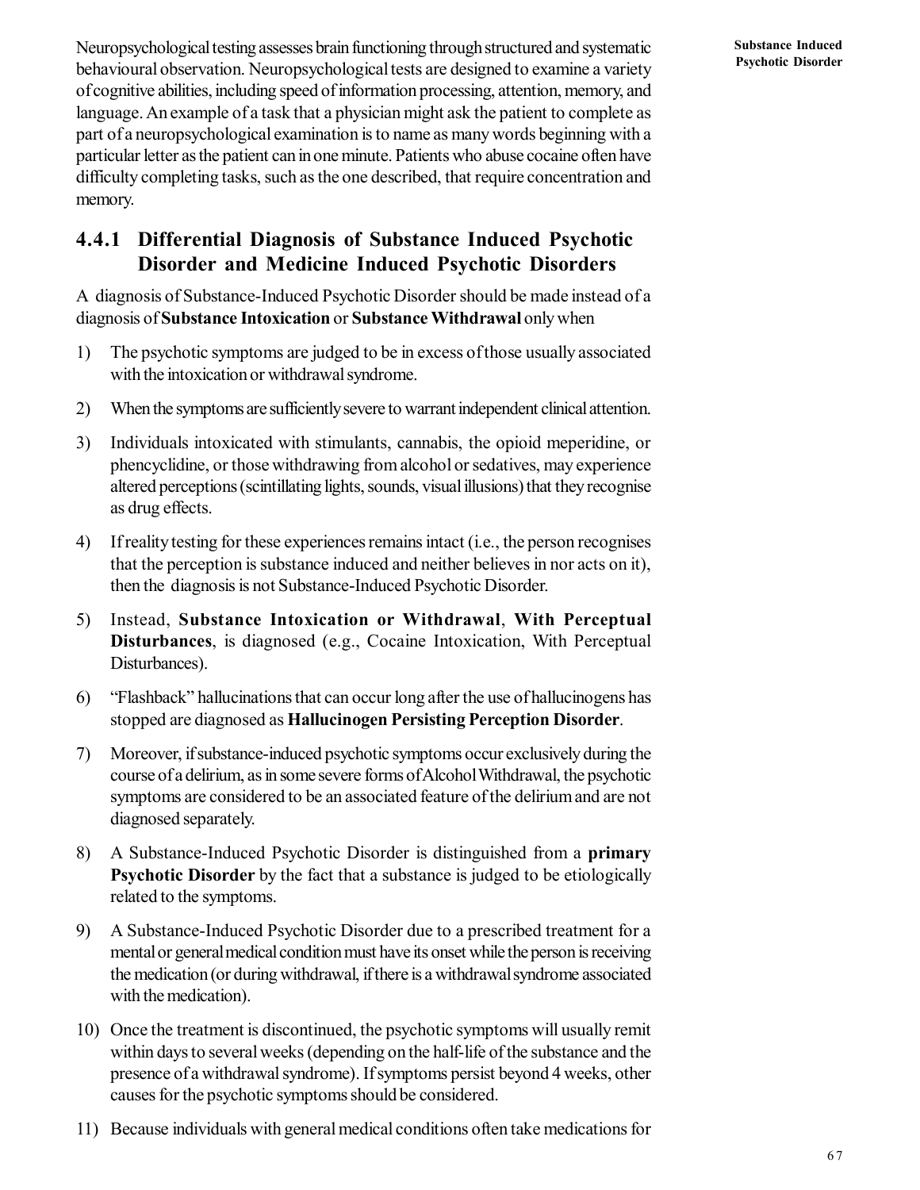Neuropsychological testing assesses brain functioning through structured and systematic behavioural observation. Neuropsychological tests are designed to examine a variety of cognitive abilities, including speed of information processing, attention, memory, and language. An example of a task that a physician might ask the patient to complete as part of a neuropsychological examination is to name as many words beginning with a particular letter as the patient can in one minute. Patients who abuse cocaine often have difficulty completing tasks, such as the one described, that require concentration and memory.

### 4.4.1 Differential Diagnosis of Substance Induced Psychotic Disorder and Medicine Induced Psychotic Disorders

A diagnosis of Substance-Induced Psychotic Disorder should be made instead of a diagnosis of **Substance Intoxication** or **Substance Withdrawal** only when

1) The psychotic symptoms are judged to be in excess of those usually associated with the intoxication or withdrawal syndrome.
2) When the symptoms are sufficiently severe to warrant independent clinical attention.
3) Individuals intoxicated with stimulants, cannabis, the opioid meperidine, or phencyclidine, or those withdrawing from alcohol or sedatives, may experience altered perceptions (scintillating lights, sounds, visual illusions) that they recognise as drug effects.
4) If reality testing for these experiences remains intact (i.e., the person recognises that the perception is substance induced and neither believes in nor acts on it), then the diagnosis is not Substance-Induced Psychotic Disorder.
5) Instead, **Substance Intoxication or Withdrawal**, **With Perceptual Disturbances**, is diagnosed (e.g., Cocaine Intoxication, With Perceptual Disturbances).
6) "Flashback" hallucinations that can occur long after the use of hallucinogens has stopped are diagnosed as **Hallucinogen Persisting Perception Disorder**.
7) Moreover, if substance-induced psychotic symptoms occur exclusively during the course of a delirium, as in some severe forms of Alcohol Withdrawal, the psychotic symptoms are considered to be an associated feature of the delirium and are not diagnosed separately.
8) A Substance-Induced Psychotic Disorder is distinguished from a **primary Psychotic Disorder** by the fact that a substance is judged to be etiologically related to the symptoms.
9) A Substance-Induced Psychotic Disorder due to a prescribed treatment for a mental or general medical condition must have its onset while the person is receiving the medication (or during withdrawal, if there is a withdrawal syndrome associated with the medication).
10) Once the treatment is discontinued, the psychotic symptoms will usually remit within days to several weeks (depending on the half-life of the substance and the presence of a withdrawal syndrome). If symptoms persist beyond 4 weeks, other causes for the psychotic symptoms should be considered.
11) Because individuals with general medical conditions often take medications for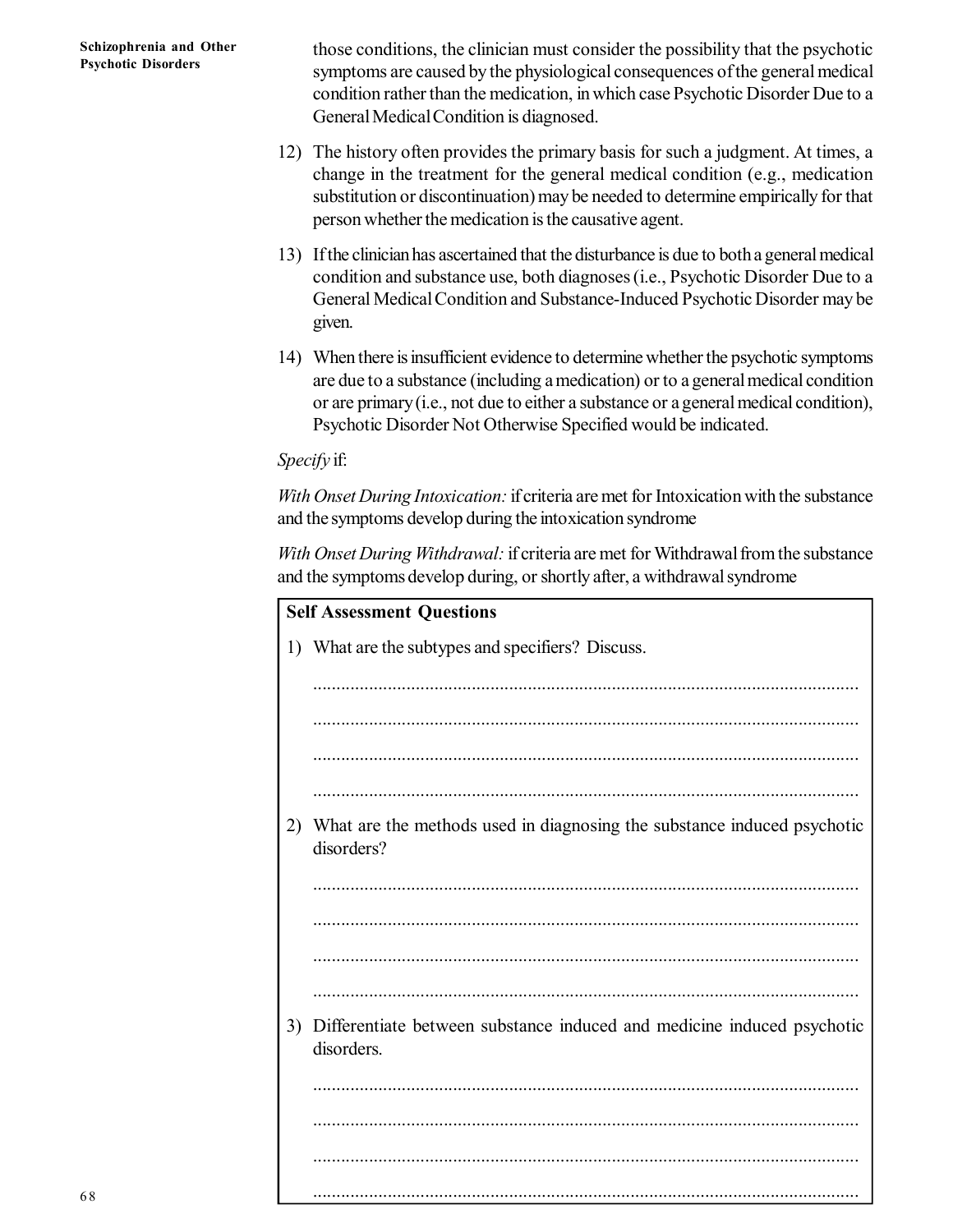those conditions, the clinician must consider the possibility that the psychotic symptoms are caused by the physiological consequences of the general medical condition rather than the medication, in which case Psychotic Disorder Due to a General Medical Condition is diagnosed.

12) The history often provides the primary basis for such a judgment. At times, a change in the treatment for the general medical condition (e.g., medication substitution or discontinuation) may be needed to determine empirically for that person whether the medication is the causative agent.

13) If the clinician has ascertained that the disturbance is due to both a general medical condition and substance use, both diagnoses (i.e., Psychotic Disorder Due to a General Medical Condition and Substance-Induced Psychotic Disorder may be given.

14) When there is insufficient evidence to determine whether the psychotic symptoms are due to a substance (including a medication) or to a general medical condition or are primary (i.e., not due to either a substance or a general medical condition), Psychotic Disorder Not Otherwise Specified would be indicated.

*Specify* if:

*With Onset During Intoxication:* if criteria are met for Intoxication with the substance and the symptoms develop during the intoxication syndrome

*With Onset During Withdrawal:* if criteria are met for Withdrawal from the substance and the symptoms develop during, or shortly after, a withdrawal syndrome

**Self Assessment Questions**

1) What are the subtypes and specifiers? Discuss.

.....................................................................................................................

.....................................................................................................................

.....................................................................................................................

.....................................................................................................................

2) What are the methods used in diagnosing the substance induced psychotic disorders?

.....................................................................................................................

.....................................................................................................................

.....................................................................................................................

.....................................................................................................................

3) Differentiate between substance induced and medicine induced psychotic disorders.

.....................................................................................................................

.....................................................................................................................

.....................................................................................................................

.....................................................................................................................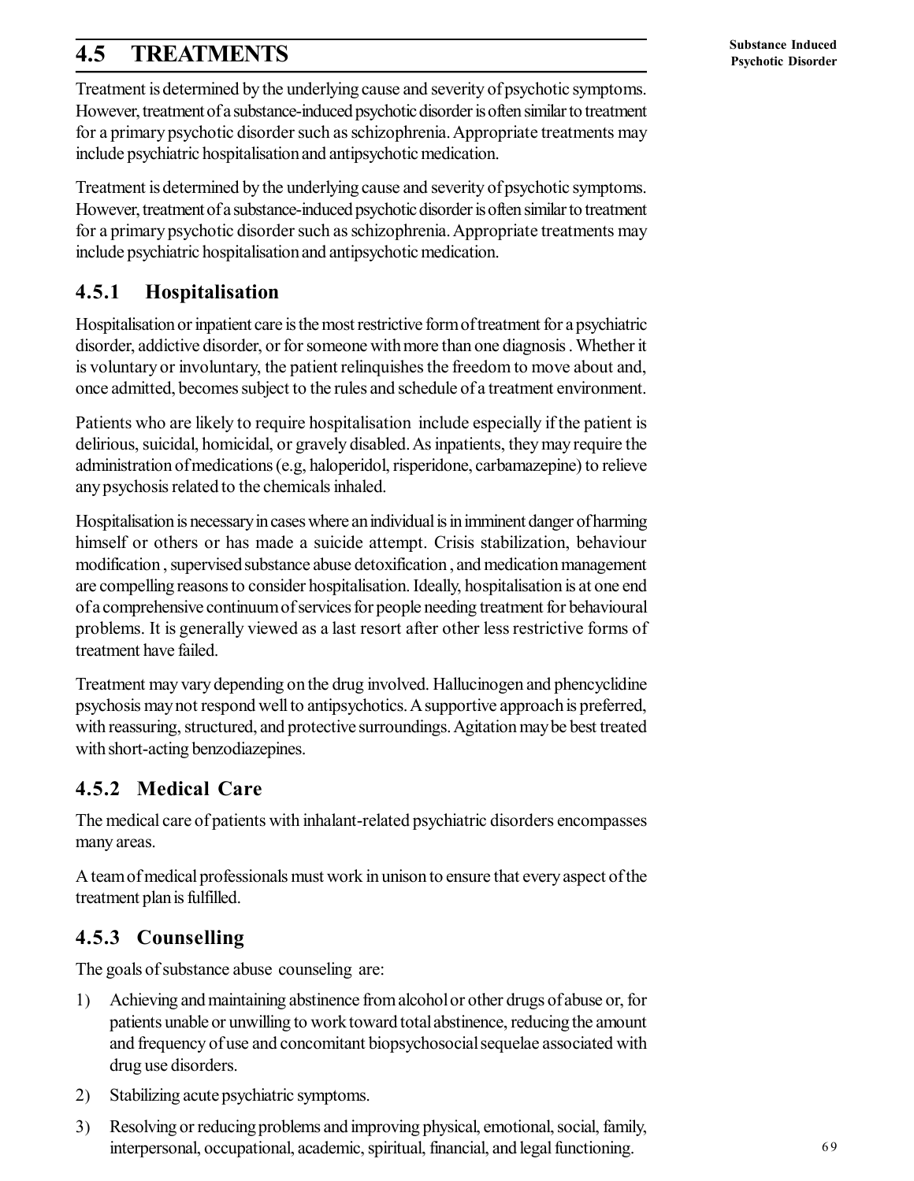## 4.5 TREATMENTS

Treatment is determined by the underlying cause and severity of psychotic symptoms. However, treatment of a substance-induced psychotic disorder is often similar to treatment for a primary psychotic disorder such as schizophrenia. Appropriate treatments may include psychiatric hospitalisation and antipsychotic medication.

Treatment is determined by the underlying cause and severity of psychotic symptoms. However, treatment of a substance-induced psychotic disorder is often similar to treatment for a primary psychotic disorder such as schizophrenia. Appropriate treatments may include psychiatric hospitalisation and antipsychotic medication.

### 4.5.1 Hospitalisation

Hospitalisation or inpatient care is the most restrictive form of treatment for a psychiatric disorder, addictive disorder, or for someone with more than one diagnosis . Whether it is voluntary or involuntary, the patient relinquishes the freedom to move about and, once admitted, becomes subject to the rules and schedule of a treatment environment.

Patients who are likely to require hospitalisation include especially if the patient is delirious, suicidal, homicidal, or gravely disabled. As inpatients, they may require the administration of medications (e.g, haloperidol, risperidone, carbamazepine) to relieve any psychosis related to the chemicals inhaled.

Hospitalisation is necessary in cases where an individual is in imminent danger of harming himself or others or has made a suicide attempt. Crisis stabilization, behaviour modification , supervised substance abuse detoxification , and medication management are compelling reasons to consider hospitalisation. Ideally, hospitalisation is at one end of a comprehensive continuum of services for people needing treatment for behavioural problems. It is generally viewed as a last resort after other less restrictive forms of treatment have failed.

Treatment may vary depending on the drug involved. Hallucinogen and phencyclidine psychosis may not respond well to antipsychotics. A supportive approach is preferred, with reassuring, structured, and protective surroundings. Agitation may be best treated with short-acting benzodiazepines.

### 4.5.2 Medical Care

The medical care of patients with inhalant-related psychiatric disorders encompasses many areas.

A team of medical professionals must work in unison to ensure that every aspect of the treatment plan is fulfilled.

### 4.5.3 Counselling

The goals of substance abuse counseling are:

1) Achieving and maintaining abstinence from alcohol or other drugs of abuse or, for patients unable or unwilling to work toward total abstinence, reducing the amount and frequency of use and concomitant biopsychosocial sequelae associated with drug use disorders.
2) Stabilizing acute psychiatric symptoms.
3) Resolving or reducing problems and improving physical, emotional, social, family, interpersonal, occupational, academic, spiritual, financial, and legal functioning.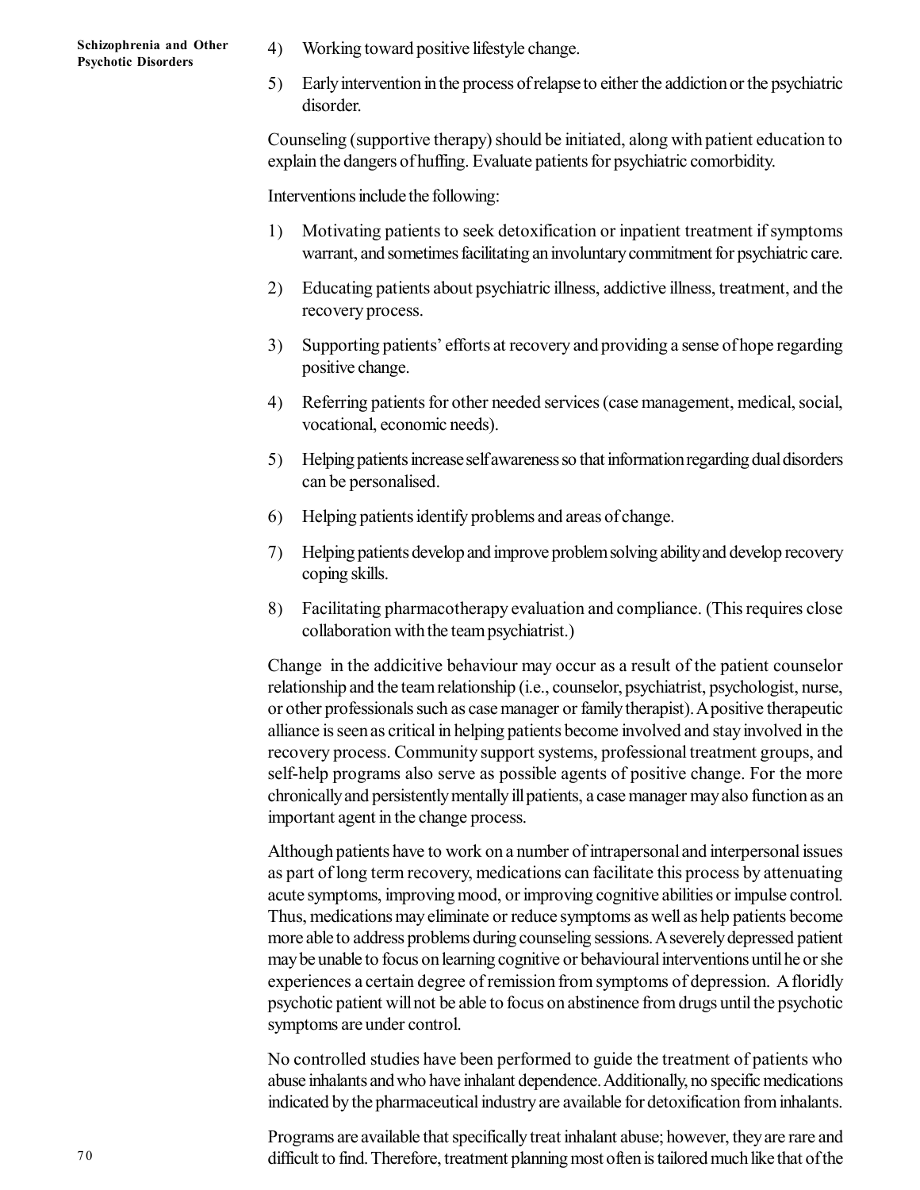4) Working toward positive lifestyle change.

5) Early intervention in the process of relapse to either the addiction or the psychiatric disorder.

Counseling (supportive therapy) should be initiated, along with patient education to explain the dangers of huffing. Evaluate patients for psychiatric comorbidity.

Interventions include the following:

1) Motivating patients to seek detoxification or inpatient treatment if symptoms warrant, and sometimes facilitating an involuntary commitment for psychiatric care.

2) Educating patients about psychiatric illness, addictive illness, treatment, and the recovery process.

3) Supporting patients' efforts at recovery and providing a sense of hope regarding positive change.

4) Referring patients for other needed services (case management, medical, social, vocational, economic needs).

5) Helping patients increase self awareness so that information regarding dual disorders can be personalised.

6) Helping patients identify problems and areas of change.

7) Helping patients develop and improve problem solving ability and develop recovery coping skills.

8) Facilitating pharmacotherapy evaluation and compliance. (This requires close collaboration with the team psychiatrist.)

Change in the addicitive behaviour may occur as a result of the patient counselor relationship and the team relationship (i.e., counselor, psychiatrist, psychologist, nurse, or other professionals such as case manager or family therapist). A positive therapeutic alliance is seen as critical in helping patients become involved and stay involved in the recovery process. Community support systems, professional treatment groups, and self-help programs also serve as possible agents of positive change. For the more chronically and persistently mentally ill patients, a case manager may also function as an important agent in the change process.

Although patients have to work on a number of intrapersonal and interpersonal issues as part of long term recovery, medications can facilitate this process by attenuating acute symptoms, improving mood, or improving cognitive abilities or impulse control. Thus, medications may eliminate or reduce symptoms as well as help patients become more able to address problems during counseling sessions. A severely depressed patient may be unable to focus on learning cognitive or behavioural interventions until he or she experiences a certain degree of remission from symptoms of depression. A floridly psychotic patient will not be able to focus on abstinence from drugs until the psychotic symptoms are under control.

No controlled studies have been performed to guide the treatment of patients who abuse inhalants and who have inhalant dependence. Additionally, no specific medications indicated by the pharmaceutical industry are available for detoxification from inhalants.

Programs are available that specifically treat inhalant abuse; however, they are rare and difficult to find. Therefore, treatment planning most often is tailored much like that of the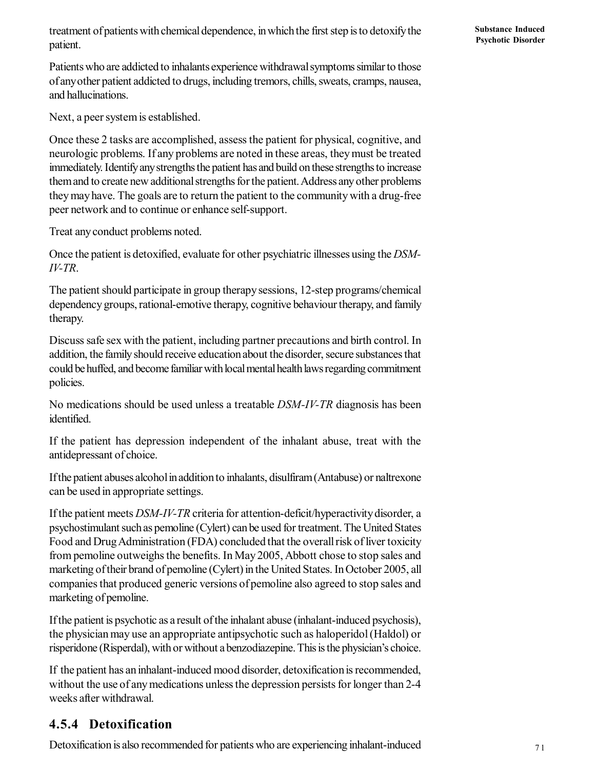treatment of patients with chemical dependence, in which the first step is to detoxify the patient.

Patients who are addicted to inhalants experience withdrawal symptoms similar to those of any other patient addicted to drugs, including tremors, chills, sweats, cramps, nausea, and hallucinations.

Next, a peer system is established.

Once these 2 tasks are accomplished, assess the patient for physical, cognitive, and neurologic problems. If any problems are noted in these areas, they must be treated immediately. Identify any strengths the patient has and build on these strengths to increase them and to create new additional strengths for the patient. Address any other problems they may have. The goals are to return the patient to the community with a drug-free peer network and to continue or enhance self-support.

Treat any conduct problems noted.

Once the patient is detoxified, evaluate for other psychiatric illnesses using the *DSM-IV-TR*.

The patient should participate in group therapy sessions, 12-step programs/chemical dependency groups, rational-emotive therapy, cognitive behaviour therapy, and family therapy.

Discuss safe sex with the patient, including partner precautions and birth control. In addition, the family should receive education about the disorder, secure substances that could be huffed, and become familiar with local mental health laws regarding commitment policies.

No medications should be used unless a treatable *DSM-IV-TR* diagnosis has been identified.

If the patient has depression independent of the inhalant abuse, treat with the antidepressant of choice.

If the patient abuses alcohol in addition to inhalants, disulfiram (Antabuse) or naltrexone can be used in appropriate settings.

If the patient meets *DSM-IV-TR* criteria for attention-deficit/hyperactivity disorder, a psychostimulant such as pemoline (Cylert) can be used for treatment. The United States Food and Drug Administration (FDA) concluded that the overall risk of liver toxicity from pemoline outweighs the benefits. In May 2005, Abbott chose to stop sales and marketing of their brand of pemoline (Cylert) in the United States. In October 2005, all companies that produced generic versions of pemoline also agreed to stop sales and marketing of pemoline.

If the patient is psychotic as a result of the inhalant abuse (inhalant-induced psychosis), the physician may use an appropriate antipsychotic such as haloperidol (Haldol) or risperidone (Risperdal), with or without a benzodiazepine. This is the physician's choice.

If the patient has an inhalant-induced mood disorder, detoxification is recommended, without the use of any medications unless the depression persists for longer than 2-4 weeks after withdrawal.

### 4.5.4 Detoxification

Detoxification is also recommended for patients who are experiencing inhalant-induced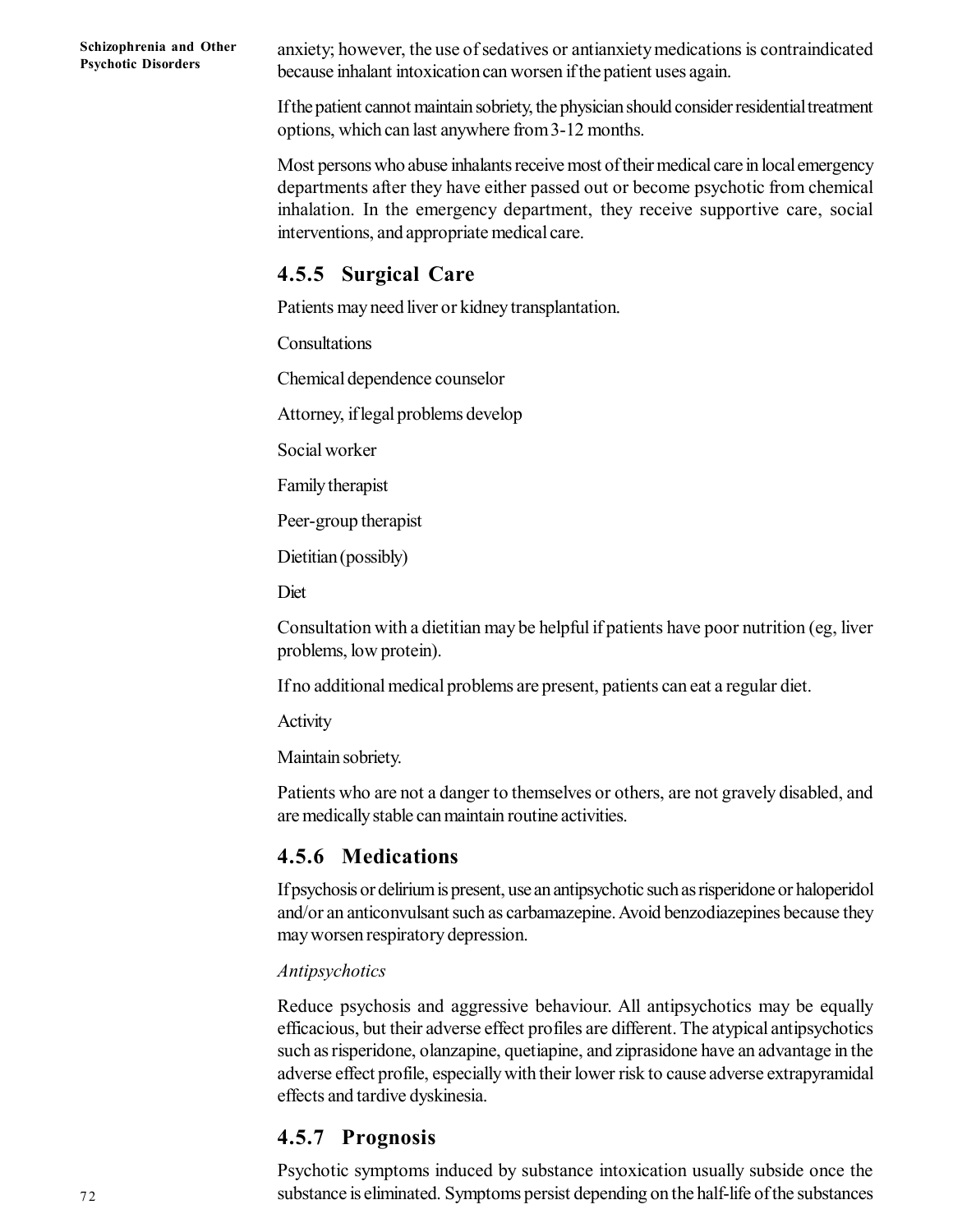anxiety; however, the use of sedatives or antianxiety medications is contraindicated because inhalant intoxication can worsen if the patient uses again.

If the patient cannot maintain sobriety, the physician should consider residential treatment options, which can last anywhere from 3-12 months.

Most persons who abuse inhalants receive most of their medical care in local emergency departments after they have either passed out or become psychotic from chemical inhalation. In the emergency department, they receive supportive care, social interventions, and appropriate medical care.

### 4.5.5 Surgical Care

Patients may need liver or kidney transplantation.

Consultations

Chemical dependence counselor

Attorney, if legal problems develop

Social worker

Family therapist

Peer-group therapist

Dietitian (possibly)

Diet

Consultation with a dietitian may be helpful if patients have poor nutrition (eg, liver problems, low protein).

If no additional medical problems are present, patients can eat a regular diet.

Activity

Maintain sobriety.

Patients who are not a danger to themselves or others, are not gravely disabled, and are medically stable can maintain routine activities.

### 4.5.6 Medications

If psychosis or delirium is present, use an antipsychotic such as risperidone or haloperidol and/or an anticonvulsant such as carbamazepine. Avoid benzodiazepines because they may worsen respiratory depression.

*Antipsychotics*

Reduce psychosis and aggressive behaviour. All antipsychotics may be equally efficacious, but their adverse effect profiles are different. The atypical antipsychotics such as risperidone, olanzapine, quetiapine, and ziprasidone have an advantage in the adverse effect profile, especially with their lower risk to cause adverse extrapyramidal effects and tardive dyskinesia.

### 4.5.7 Prognosis

Psychotic symptoms induced by substance intoxication usually subside once the substance is eliminated. Symptoms persist depending on the half-life of the substances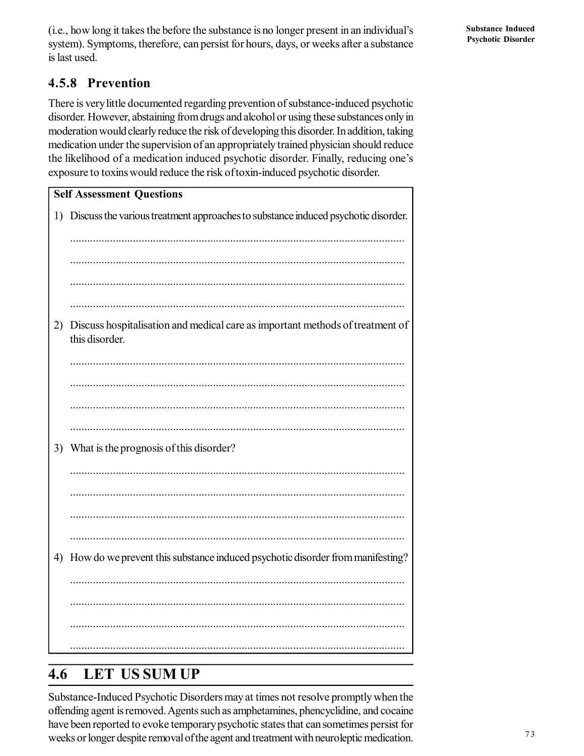(i.e., how long it takes the before the substance is no longer present in an individual's system). Symptoms, therefore, can persist for hours, days, or weeks after a substance is last used.

### 4.5.8 Prevention

There is very little documented regarding prevention of substance-induced psychotic disorder. However, abstaining from drugs and alcohol or using these substances only in moderation would clearly reduce the risk of developing this disorder. In addition, taking medication under the supervision of an appropriately trained physician should reduce the likelihood of a medication induced psychotic disorder. Finally, reducing one's exposure to toxins would reduce the risk of toxin-induced psychotic disorder.

**Self Assessment Questions**

1) Discuss the various treatment approaches to substance induced psychotic disorder.

.....................................................................................................................

.....................................................................................................................

.....................................................................................................................

.....................................................................................................................

2) Discuss hospitalisation and medical care as important methods of treatment of this disorder.

.....................................................................................................................

.....................................................................................................................

.....................................................................................................................

.....................................................................................................................

3) What is the prognosis of this disorder?

.....................................................................................................................

.....................................................................................................................

.....................................................................................................................

.....................................................................................................................

4) How do we prevent this substance induced psychotic disorder from manifesting?

.....................................................................................................................

.....................................................................................................................

.....................................................................................................................

.....................................................................................................................

## 4.6 LET US SUM UP

Substance-Induced Psychotic Disorders may at times not resolve promptly when the offending agent is removed. Agents such as amphetamines, phencyclidine, and cocaine have been reported to evoke temporary psychotic states that can sometimes persist for weeks or longer despite removal of the agent and treatment with neuroleptic medication.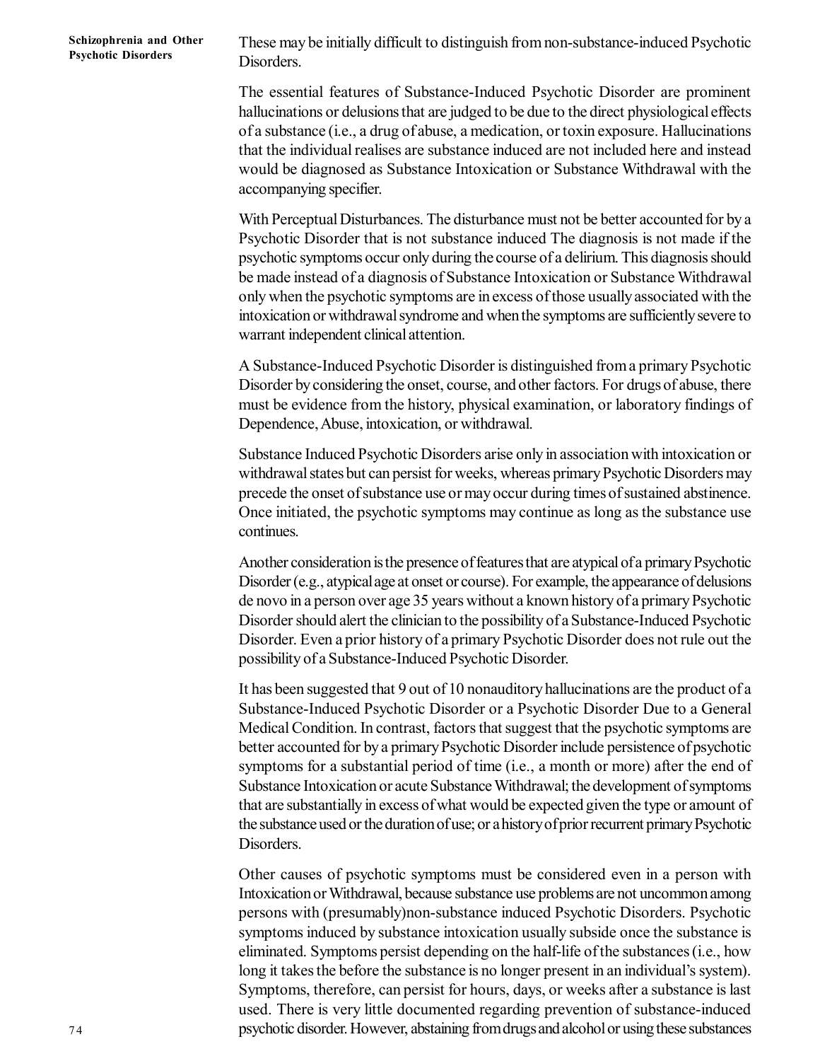These may be initially difficult to distinguish from non-substance-induced Psychotic Disorders.

The essential features of Substance-Induced Psychotic Disorder are prominent hallucinations or delusions that are judged to be due to the direct physiological effects of a substance (i.e., a drug of abuse, a medication, or toxin exposure. Hallucinations that the individual realises are substance induced are not included here and instead would be diagnosed as Substance Intoxication or Substance Withdrawal with the accompanying specifier.

With Perceptual Disturbances. The disturbance must not be better accounted for by a Psychotic Disorder that is not substance induced The diagnosis is not made if the psychotic symptoms occur only during the course of a delirium. This diagnosis should be made instead of a diagnosis of Substance Intoxication or Substance Withdrawal only when the psychotic symptoms are in excess of those usually associated with the intoxication or withdrawal syndrome and when the symptoms are sufficiently severe to warrant independent clinical attention.

A Substance-Induced Psychotic Disorder is distinguished from a primary Psychotic Disorder by considering the onset, course, and other factors. For drugs of abuse, there must be evidence from the history, physical examination, or laboratory findings of Dependence, Abuse, intoxication, or withdrawal.

Substance Induced Psychotic Disorders arise only in association with intoxication or withdrawal states but can persist for weeks, whereas primary Psychotic Disorders may precede the onset of substance use or may occur during times of sustained abstinence. Once initiated, the psychotic symptoms may continue as long as the substance use continues.

Another consideration is the presence of features that are atypical of a primary Psychotic Disorder (e.g., atypical age at onset or course). For example, the appearance of delusions de novo in a person over age 35 years without a known history of a primary Psychotic Disorder should alert the clinician to the possibility of a Substance-Induced Psychotic Disorder. Even a prior history of a primary Psychotic Disorder does not rule out the possibility of a Substance-Induced Psychotic Disorder.

It has been suggested that 9 out of 10 nonauditory hallucinations are the product of a Substance-Induced Psychotic Disorder or a Psychotic Disorder Due to a General Medical Condition. In contrast, factors that suggest that the psychotic symptoms are better accounted for by a primary Psychotic Disorder include persistence of psychotic symptoms for a substantial period of time (i.e., a month or more) after the end of Substance Intoxication or acute Substance Withdrawal; the development of symptoms that are substantially in excess of what would be expected given the type or amount of the substance used or the duration of use; or a history of prior recurrent primary Psychotic Disorders.

Other causes of psychotic symptoms must be considered even in a person with Intoxication or Withdrawal, because substance use problems are not uncommon among persons with (presumably)non-substance induced Psychotic Disorders. Psychotic symptoms induced by substance intoxication usually subside once the substance is eliminated. Symptoms persist depending on the half-life of the substances (i.e., how long it takes the before the substance is no longer present in an individual's system). Symptoms, therefore, can persist for hours, days, or weeks after a substance is last used. There is very little documented regarding prevention of substance-induced psychotic disorder. However, abstaining from drugs and alcohol or using these substances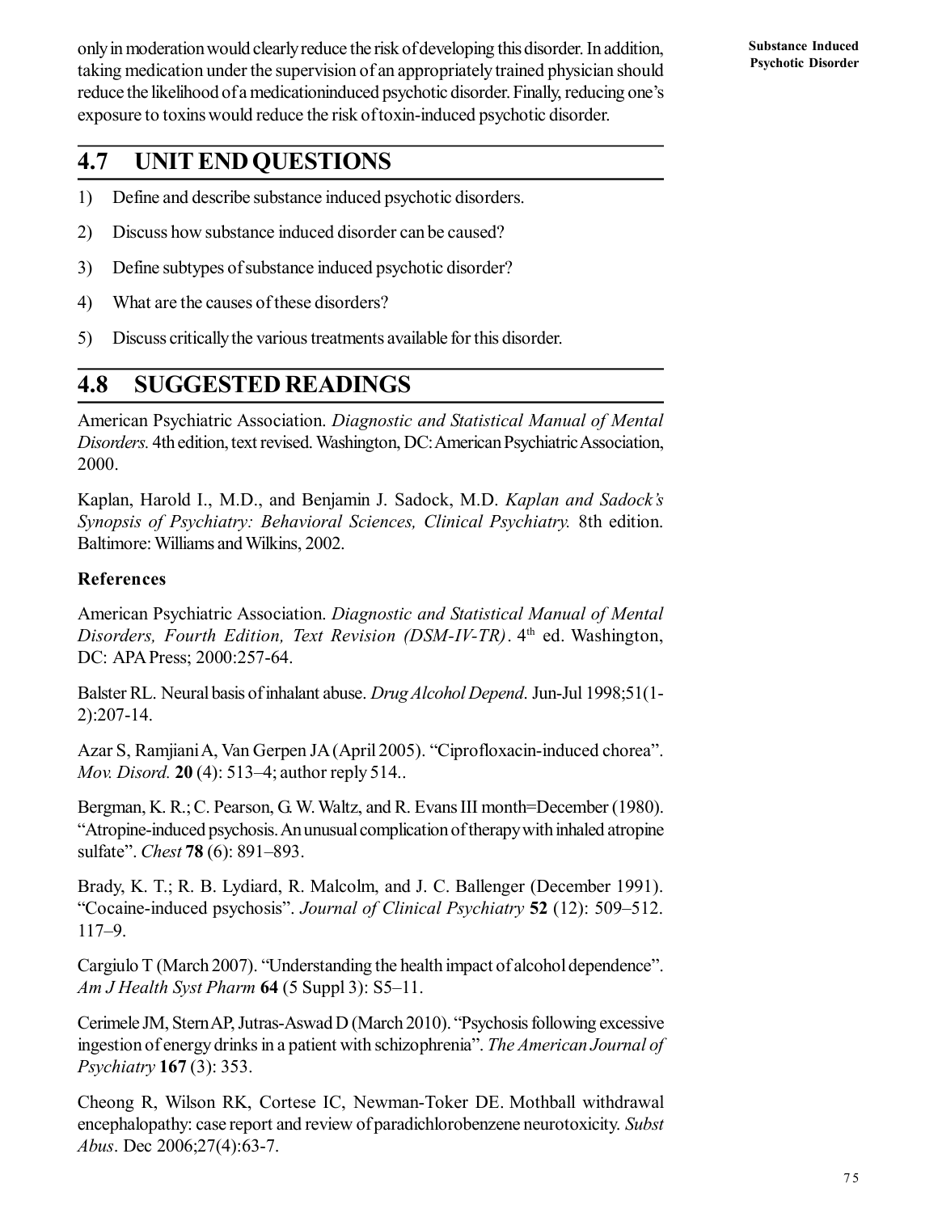only in moderation would clearly reduce the risk of developing this disorder. In addition, taking medication under the supervision of an appropriately trained physician should reduce the likelihood of a medicationinduced psychotic disorder. Finally, reducing one's exposure to toxins would reduce the risk of toxin-induced psychotic disorder.

## 4.7 UNIT END QUESTIONS

1) Define and describe substance induced psychotic disorders.
2) Discuss how substance induced disorder can be caused?
3) Define subtypes of substance induced psychotic disorder?
4) What are the causes of these disorders?
5) Discuss critically the various treatments available for this disorder.

## 4.8 SUGGESTED READINGS

American Psychiatric Association. *Diagnostic and Statistical Manual of Mental Disorders.* 4th edition, text revised. Washington, DC: American Psychiatric Association, 2000.

Kaplan, Harold I., M.D., and Benjamin J. Sadock, M.D. *Kaplan and Sadock's Synopsis of Psychiatry: Behavioral Sciences, Clinical Psychiatry.* 8th edition. Baltimore: Williams and Wilkins, 2002.

### References

American Psychiatric Association. *Diagnostic and Statistical Manual of Mental Disorders, Fourth Edition, Text Revision (DSM-IV-TR)*. 4th ed. Washington, DC: APA Press; 2000:257-64.

Balster RL. Neural basis of inhalant abuse. *Drug Alcohol Depend*. Jun-Jul 1998;51(1-2):207-14.

Azar S, Ramjiani A, Van Gerpen JA (April 2005). "Ciprofloxacin-induced chorea". *Mov. Disord.* **20** (4): 513–4; author reply 514..

Bergman, K. R.; C. Pearson, G. W. Waltz, and R. Evans III month=December (1980). "Atropine-induced psychosis. An unusual complication of therapy with inhaled atropine sulfate". *Chest* **78** (6): 891–893.

Brady, K. T.; R. B. Lydiard, R. Malcolm, and J. C. Ballenger (December 1991). "Cocaine-induced psychosis". *Journal of Clinical Psychiatry* **52** (12): 509–512. 117–9.

Cargiulo T (March 2007). "Understanding the health impact of alcohol dependence". *Am J Health Syst Pharm* **64** (5 Suppl 3): S5–11.

Cerimele JM, Stern AP, Jutras-Aswad D (March 2010). "Psychosis following excessive ingestion of energy drinks in a patient with schizophrenia". *The American Journal of Psychiatry* **167** (3): 353.

Cheong R, Wilson RK, Cortese IC, Newman-Toker DE. Mothball withdrawal encephalopathy: case report and review of paradichlorobenzene neurotoxicity. *Subst Abus*. Dec 2006;27(4):63-7.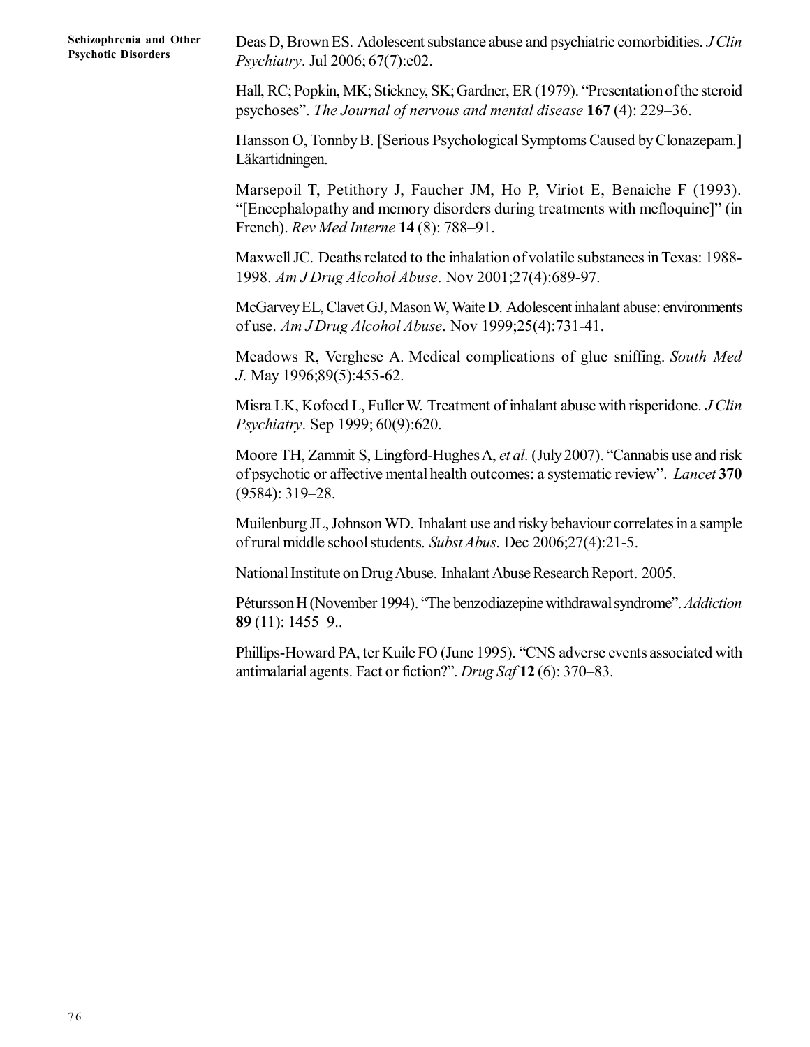Deas D, Brown ES. Adolescent substance abuse and psychiatric comorbidities. *J Clin Psychiatry*. Jul 2006; 67(7):e02.

Hall, RC; Popkin, MK; Stickney, SK; Gardner, ER (1979). "Presentation of the steroid psychoses". *The Journal of nervous and mental disease* **167** (4): 229–36.

Hansson O, Tonnby B. [Serious Psychological Symptoms Caused by Clonazepam.] Läkartidningen.

Marsepoil T, Petithory J, Faucher JM, Ho P, Viriot E, Benaiche F (1993). "[Encephalopathy and memory disorders during treatments with mefloquine]" (in French). *Rev Med Interne* **14** (8): 788–91.

Maxwell JC. Deaths related to the inhalation of volatile substances in Texas: 1988-1998. *Am J Drug Alcohol Abuse*. Nov 2001;27(4):689-97.

McGarvey EL, Clavet GJ, Mason W, Waite D. Adolescent inhalant abuse: environments of use. *Am J Drug Alcohol Abuse*. Nov 1999;25(4):731-41.

Meadows R, Verghese A. Medical complications of glue sniffing. *South Med J*. May 1996;89(5):455-62.

Misra LK, Kofoed L, Fuller W. Treatment of inhalant abuse with risperidone. *J Clin Psychiatry*. Sep 1999; 60(9):620.

Moore TH, Zammit S, Lingford-Hughes A, *et al.* (July 2007). "Cannabis use and risk of psychotic or affective mental health outcomes: a systematic review". *Lancet* **370** (9584): 319–28.

Muilenburg JL, Johnson WD. Inhalant use and risky behaviour correlates in a sample of rural middle school students. *Subst Abus*. Dec 2006;27(4):21-5.

National Institute on Drug Abuse. Inhalant Abuse Research Report. 2005.

Pétursson H (November 1994). "The benzodiazepine withdrawal syndrome". *Addiction* **89** (11): 1455–9..

Phillips-Howard PA, ter Kuile FO (June 1995). "CNS adverse events associated with antimalarial agents. Fact or fiction?". *Drug Saf* **12** (6): 370–83.